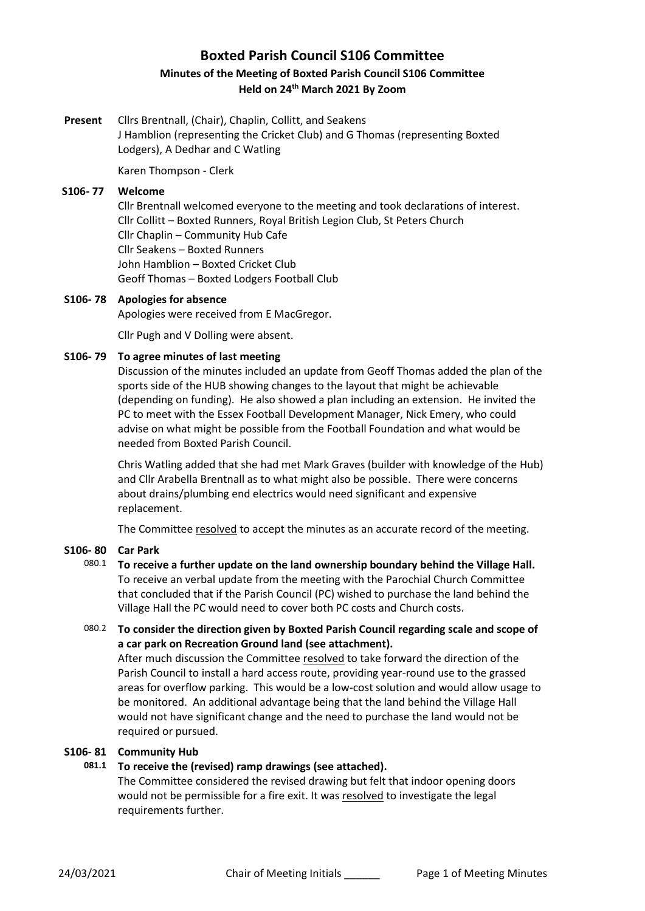# Boxted Parish Council S106 Committee

## Minutes of the Meeting of Boxted Parish Council S106 Committee

## Held on 24th March 2021 By Zoom

**Present** Cllrs Brentnall, (Chair), Chaplin, Collitt, and Seakens
J Hamblion (representing the Cricket Club) and G Thomas (representing Boxted Lodgers), A Dedhar and C Watling

Karen Thompson - Clerk

**S106- 77 Welcome**

Cllr Brentnall welcomed everyone to the meeting and took declarations of interest.
Cllr Collitt – Boxted Runners, Royal British Legion Club, St Peters Church
Cllr Chaplin – Community Hub Cafe
Cllr Seakens – Boxted Runners
John Hamblion – Boxted Cricket Club
Geoff Thomas – Boxted Lodgers Football Club

**S106- 78 Apologies for absence**

Apologies were received from E MacGregor.

Cllr Pugh and V Dolling were absent.

**S106- 79 To agree minutes of last meeting**

Discussion of the minutes included an update from Geoff Thomas added the plan of the sports side of the HUB showing changes to the layout that might be achievable (depending on funding). He also showed a plan including an extension. He invited the PC to meet with the Essex Football Development Manager, Nick Emery, who could advise on what might be possible from the Football Foundation and what would be needed from Boxted Parish Council.

Chris Watling added that she had met Mark Graves (builder with knowledge of the Hub) and Cllr Arabella Brentnall as to what might also be possible. There were concerns about drains/plumbing end electrics would need significant and expensive replacement.

The Committee resolved to accept the minutes as an accurate record of the meeting.

**S106- 80 Car Park**

080.1 **To receive a further update on the land ownership boundary behind the Village Hall.**
To receive an verbal update from the meeting with the Parochial Church Committee that concluded that if the Parish Council (PC) wished to purchase the land behind the Village Hall the PC would need to cover both PC costs and Church costs.

080.2 **To consider the direction given by Boxted Parish Council regarding scale and scope of a car park on Recreation Ground land (see attachment).**
After much discussion the Committee resolved to take forward the direction of the Parish Council to install a hard access route, providing year-round use to the grassed areas for overflow parking. This would be a low-cost solution and would allow usage to be monitored. An additional advantage being that the land behind the Village Hall would not have significant change and the need to purchase the land would not be required or pursued.

**S106- 81 Community Hub**

**081.1 To receive the (revised) ramp drawings (see attached).**
The Committee considered the revised drawing but felt that indoor opening doors would not be permissible for a fire exit. It was resolved to investigate the legal requirements further.

24/03/2021 Chair of Meeting Initials ______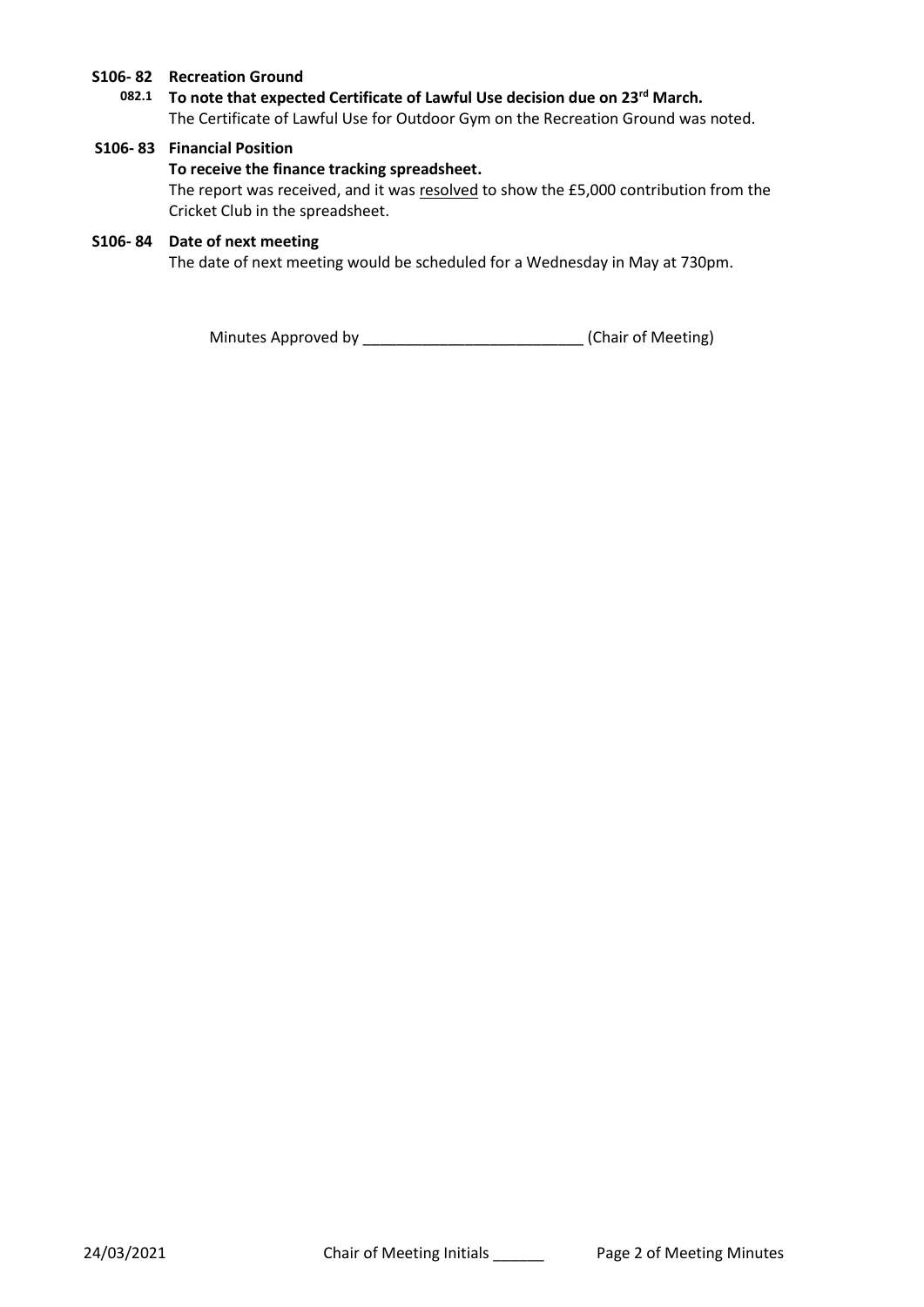**S106- 82 Recreation Ground**

**082.1 To note that expected Certificate of Lawful Use decision due on 23rd March.**

The Certificate of Lawful Use for Outdoor Gym on the Recreation Ground was noted.

**S106- 83 Financial Position**

**To receive the finance tracking spreadsheet.**

The report was received, and it was resolved to show the £5,000 contribution from the Cricket Club in the spreadsheet.

**S106- 84 Date of next meeting**

The date of next meeting would be scheduled for a Wednesday in May at 730pm.

Minutes Approved by _________________________ (Chair of Meeting)

24/03/2021 Chair of Meeting Initials ______